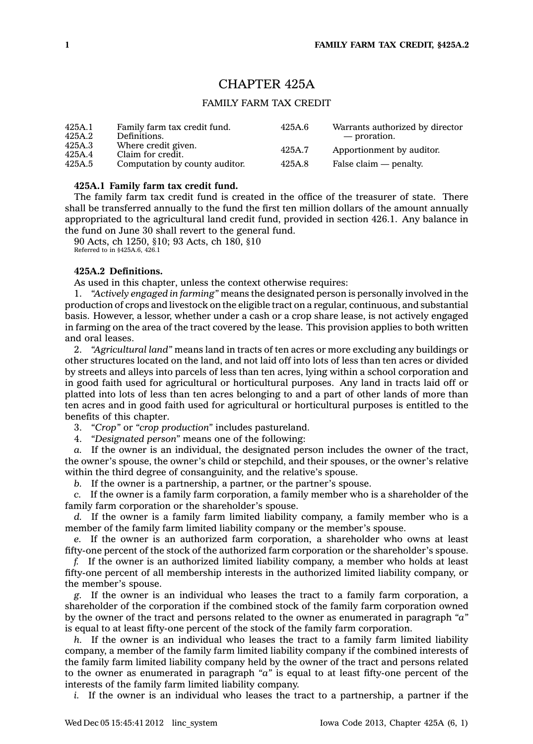# CHAPTER 425A

## FAMILY FARM TAX CREDIT

| | | | |
|---|---|---|---|
| 425A.1 | Family farm tax credit fund. | 425A.6 | Warrants authorized by director — proration. |
| 425A.2 | Definitions. | | |
| 425A.3 | Where credit given. | 425A.7 | Apportionment by auditor. |
| 425A.4 | Claim for credit. | | |
| 425A.5 | Computation by county auditor. | 425A.8 | False claim — penalty. |

**425A.1 Family farm tax credit fund.**

The family farm tax credit fund is created in the office of the treasurer of state. There shall be transferred annually to the fund the first ten million dollars of the amount annually appropriated to the agricultural land credit fund, provided in section 426.1. Any balance in the fund on June 30 shall revert to the general fund.

90 Acts, ch 1250, §10; 93 Acts, ch 180, §10
Referred to in §425A.6, 426.1

**425A.2 Definitions.**

As used in this chapter, unless the context otherwise requires:

1. *"Actively engaged in farming"* means the designated person is personally involved in the production of crops and livestock on the eligible tract on a regular, continuous, and substantial basis. However, a lessor, whether under a cash or a crop share lease, is not actively engaged in farming on the area of the tract covered by the lease. This provision applies to both written and oral leases.

2. *"Agricultural land"* means land in tracts of ten acres or more excluding any buildings or other structures located on the land, and not laid off into lots of less than ten acres or divided by streets and alleys into parcels of less than ten acres, lying within a school corporation and in good faith used for agricultural or horticultural purposes. Any land in tracts laid off or platted into lots of less than ten acres belonging to and a part of other lands of more than ten acres and in good faith used for agricultural or horticultural purposes is entitled to the benefits of this chapter.

3. *"Crop"* or *"crop production"* includes pastureland.

4. *"Designated person"* means one of the following:

*a.* If the owner is an individual, the designated person includes the owner of the tract, the owner's spouse, the owner's child or stepchild, and their spouses, or the owner's relative within the third degree of consanguinity, and the relative's spouse.

*b.* If the owner is a partnership, a partner, or the partner's spouse.

*c.* If the owner is a family farm corporation, a family member who is a shareholder of the family farm corporation or the shareholder's spouse.

*d.* If the owner is a family farm limited liability company, a family member who is a member of the family farm limited liability company or the member's spouse.

*e.* If the owner is an authorized farm corporation, a shareholder who owns at least fifty-one percent of the stock of the authorized farm corporation or the shareholder's spouse.

*f.* If the owner is an authorized limited liability company, a member who holds at least fifty-one percent of all membership interests in the authorized limited liability company, or the member's spouse.

*g.* If the owner is an individual who leases the tract to a family farm corporation, a shareholder of the corporation if the combined stock of the family farm corporation owned by the owner of the tract and persons related to the owner as enumerated in paragraph *"a"* is equal to at least fifty-one percent of the stock of the family farm corporation.

*h.* If the owner is an individual who leases the tract to a family farm limited liability company, a member of the family farm limited liability company if the combined interests of the family farm limited liability company held by the owner of the tract and persons related to the owner as enumerated in paragraph *"a"* is equal to at least fifty-one percent of the interests of the family farm limited liability company.

*i.* If the owner is an individual who leases the tract to a partnership, a partner if the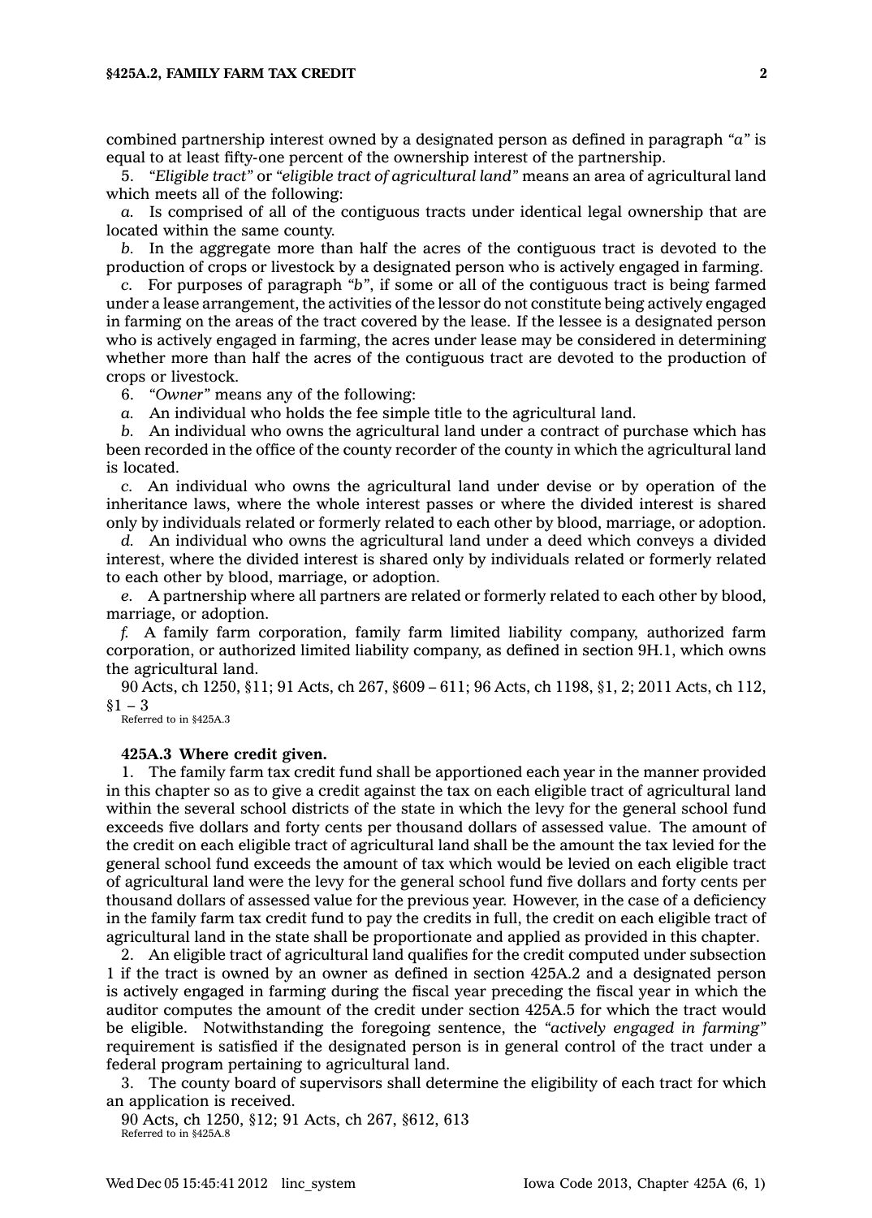combined partnership interest owned by a designated person as defined in paragraph *"a"* is equal to at least fifty-one percent of the ownership interest of the partnership.

5. *"Eligible tract"* or *"eligible tract of agricultural land"* means an area of agricultural land which meets all of the following:

*a.* Is comprised of all of the contiguous tracts under identical legal ownership that are located within the same county.

*b.* In the aggregate more than half the acres of the contiguous tract is devoted to the production of crops or livestock by a designated person who is actively engaged in farming.

*c.* For purposes of paragraph *"b"*, if some or all of the contiguous tract is being farmed under a lease arrangement, the activities of the lessor do not constitute being actively engaged in farming on the areas of the tract covered by the lease. If the lessee is a designated person who is actively engaged in farming, the acres under lease may be considered in determining whether more than half the acres of the contiguous tract are devoted to the production of crops or livestock.

6. *"Owner"* means any of the following:

*a.* An individual who holds the fee simple title to the agricultural land.

*b.* An individual who owns the agricultural land under a contract of purchase which has been recorded in the office of the county recorder of the county in which the agricultural land is located.

*c.* An individual who owns the agricultural land under devise or by operation of the inheritance laws, where the whole interest passes or where the divided interest is shared only by individuals related or formerly related to each other by blood, marriage, or adoption.

*d.* An individual who owns the agricultural land under a deed which conveys a divided interest, where the divided interest is shared only by individuals related or formerly related to each other by blood, marriage, or adoption.

*e.* A partnership where all partners are related or formerly related to each other by blood, marriage, or adoption.

*f.* A family farm corporation, family farm limited liability company, authorized farm corporation, or authorized limited liability company, as defined in section 9H.1, which owns the agricultural land.

90 Acts, ch 1250, §11; 91 Acts, ch 267, §609 – 611; 96 Acts, ch 1198, §1, 2; 2011 Acts, ch 112, §1 – 3

Referred to in §425A.3

**425A.3 Where credit given.**

1. The family farm tax credit fund shall be apportioned each year in the manner provided in this chapter so as to give a credit against the tax on each eligible tract of agricultural land within the several school districts of the state in which the levy for the general school fund exceeds five dollars and forty cents per thousand dollars of assessed value. The amount of the credit on each eligible tract of agricultural land shall be the amount the tax levied for the general school fund exceeds the amount of tax which would be levied on each eligible tract of agricultural land were the levy for the general school fund five dollars and forty cents per thousand dollars of assessed value for the previous year. However, in the case of a deficiency in the family farm tax credit fund to pay the credits in full, the credit on each eligible tract of agricultural land in the state shall be proportionate and applied as provided in this chapter.

2. An eligible tract of agricultural land qualifies for the credit computed under subsection 1 if the tract is owned by an owner as defined in section 425A.2 and a designated person is actively engaged in farming during the fiscal year preceding the fiscal year in which the auditor computes the amount of the credit under section 425A.5 for which the tract would be eligible. Notwithstanding the foregoing sentence, the *"actively engaged in farming"* requirement is satisfied if the designated person is in general control of the tract under a federal program pertaining to agricultural land.

3. The county board of supervisors shall determine the eligibility of each tract for which an application is received.

90 Acts, ch 1250, §12; 91 Acts, ch 267, §612, 613

Referred to in §425A.8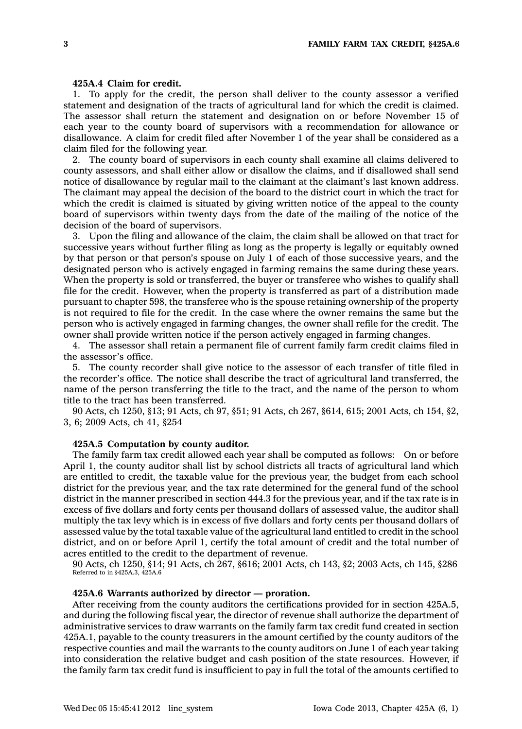**425A.4 Claim for credit.**

1. To apply for the credit, the person shall deliver to the county assessor a verified statement and designation of the tracts of agricultural land for which the credit is claimed. The assessor shall return the statement and designation on or before November 15 of each year to the county board of supervisors with a recommendation for allowance or disallowance. A claim for credit filed after November 1 of the year shall be considered as a claim filed for the following year.

2. The county board of supervisors in each county shall examine all claims delivered to county assessors, and shall either allow or disallow the claims, and if disallowed shall send notice of disallowance by regular mail to the claimant at the claimant's last known address. The claimant may appeal the decision of the board to the district court in which the tract for which the credit is claimed is situated by giving written notice of the appeal to the county board of supervisors within twenty days from the date of the mailing of the notice of the decision of the board of supervisors.

3. Upon the filing and allowance of the claim, the claim shall be allowed on that tract for successive years without further filing as long as the property is legally or equitably owned by that person or that person's spouse on July 1 of each of those successive years, and the designated person who is actively engaged in farming remains the same during these years. When the property is sold or transferred, the buyer or transferee who wishes to qualify shall file for the credit. However, when the property is transferred as part of a distribution made pursuant to chapter 598, the transferee who is the spouse retaining ownership of the property is not required to file for the credit. In the case where the owner remains the same but the person who is actively engaged in farming changes, the owner shall refile for the credit. The owner shall provide written notice if the person actively engaged in farming changes.

4. The assessor shall retain a permanent file of current family farm credit claims filed in the assessor's office.

5. The county recorder shall give notice to the assessor of each transfer of title filed in the recorder's office. The notice shall describe the tract of agricultural land transferred, the name of the person transferring the title to the tract, and the name of the person to whom title to the tract has been transferred.

90 Acts, ch 1250, §13; 91 Acts, ch 97, §51; 91 Acts, ch 267, §614, 615; 2001 Acts, ch 154, §2, 3, 6; 2009 Acts, ch 41, §254

**425A.5 Computation by county auditor.**

The family farm tax credit allowed each year shall be computed as follows: On or before April 1, the county auditor shall list by school districts all tracts of agricultural land which are entitled to credit, the taxable value for the previous year, the budget from each school district for the previous year, and the tax rate determined for the general fund of the school district in the manner prescribed in section 444.3 for the previous year, and if the tax rate is in excess of five dollars and forty cents per thousand dollars of assessed value, the auditor shall multiply the tax levy which is in excess of five dollars and forty cents per thousand dollars of assessed value by the total taxable value of the agricultural land entitled to credit in the school district, and on or before April 1, certify the total amount of credit and the total number of acres entitled to the credit to the department of revenue.

90 Acts, ch 1250, §14; 91 Acts, ch 267, §616; 2001 Acts, ch 143, §2; 2003 Acts, ch 145, §286
Referred to in §425A.3, 425A.6

**425A.6 Warrants authorized by director — proration.**

After receiving from the county auditors the certifications provided for in section 425A.5, and during the following fiscal year, the director of revenue shall authorize the department of administrative services to draw warrants on the family farm tax credit fund created in section 425A.1, payable to the county treasurers in the amount certified by the county auditors of the respective counties and mail the warrants to the county auditors on June 1 of each year taking into consideration the relative budget and cash position of the state resources. However, if the family farm tax credit fund is insufficient to pay in full the total of the amounts certified to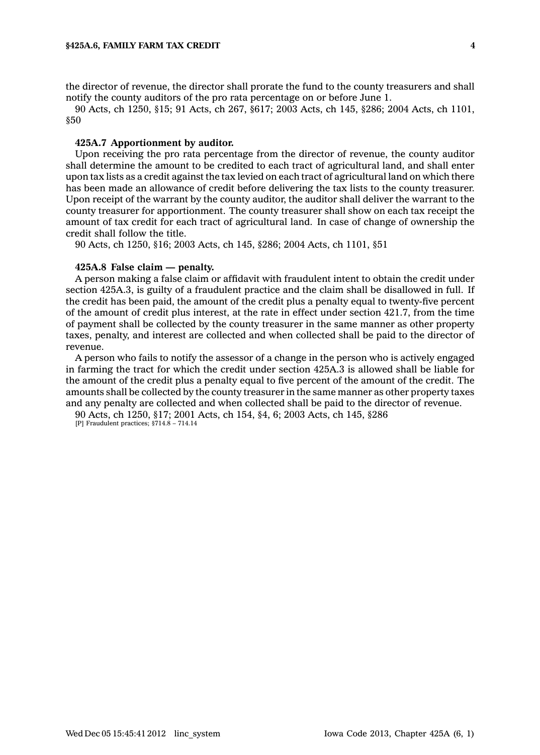the director of revenue, the director shall prorate the fund to the county treasurers and shall notify the county auditors of the pro rata percentage on or before June 1.

90 Acts, ch 1250, §15; 91 Acts, ch 267, §617; 2003 Acts, ch 145, §286; 2004 Acts, ch 1101, §50

**425A.7 Apportionment by auditor.**

Upon receiving the pro rata percentage from the director of revenue, the county auditor shall determine the amount to be credited to each tract of agricultural land, and shall enter upon tax lists as a credit against the tax levied on each tract of agricultural land on which there has been made an allowance of credit before delivering the tax lists to the county treasurer. Upon receipt of the warrant by the county auditor, the auditor shall deliver the warrant to the county treasurer for apportionment. The county treasurer shall show on each tax receipt the amount of tax credit for each tract of agricultural land. In case of change of ownership the credit shall follow the title.

90 Acts, ch 1250, §16; 2003 Acts, ch 145, §286; 2004 Acts, ch 1101, §51

**425A.8 False claim — penalty.**

A person making a false claim or affidavit with fraudulent intent to obtain the credit under section 425A.3, is guilty of a fraudulent practice and the claim shall be disallowed in full. If the credit has been paid, the amount of the credit plus a penalty equal to twenty-five percent of the amount of credit plus interest, at the rate in effect under section 421.7, from the time of payment shall be collected by the county treasurer in the same manner as other property taxes, penalty, and interest are collected and when collected shall be paid to the director of revenue.

A person who fails to notify the assessor of a change in the person who is actively engaged in farming the tract for which the credit under section 425A.3 is allowed shall be liable for the amount of the credit plus a penalty equal to five percent of the amount of the credit. The amounts shall be collected by the county treasurer in the same manner as other property taxes and any penalty are collected and when collected shall be paid to the director of revenue.

90 Acts, ch 1250, §17; 2001 Acts, ch 154, §4, 6; 2003 Acts, ch 145, §286

[P] Fraudulent practices; §714.8 – 714.14